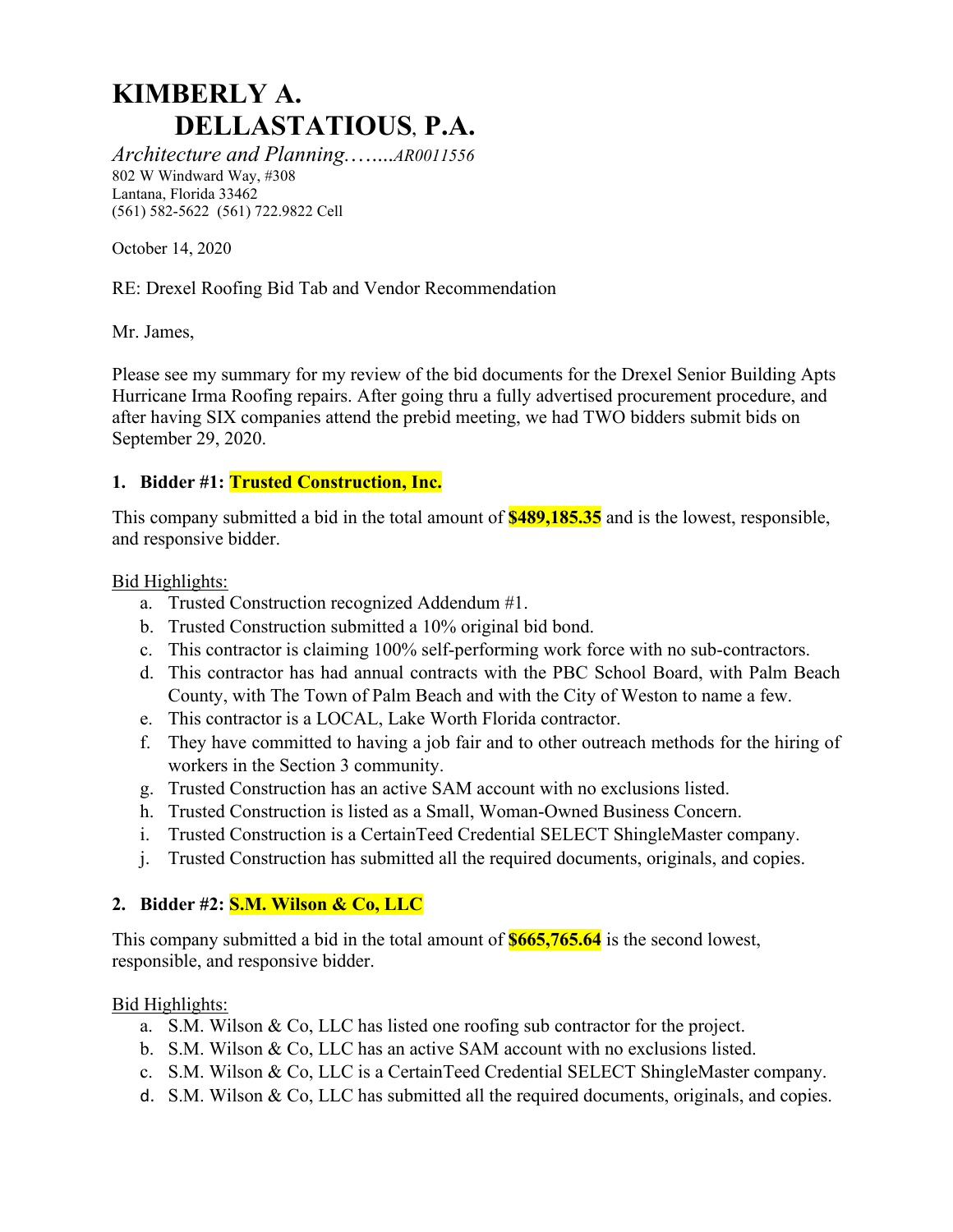# KIMBERLY A. DELLASTATIOUS, P.A.

*Architecture and Planning……..AR0011556*

802 W Windward Way, #308
Lantana, Florida 33462
(561) 582-5622 (561) 722.9822 Cell

October 14, 2020

RE: Drexel Roofing Bid Tab and Vendor Recommendation

Mr. James,

Please see my summary for my review of the bid documents for the Drexel Senior Building Apts Hurricane Irma Roofing repairs. After going thru a fully advertised procurement procedure, and after having SIX companies attend the prebid meeting, we had TWO bidders submit bids on September 29, 2020.

**1. Bidder #1: Trusted Construction, Inc.**

This company submitted a bid in the total amount of **$489,185.35** and is the lowest, responsible, and responsive bidder.

Bid Highlights:

a. Trusted Construction recognized Addendum #1.
b. Trusted Construction submitted a 10% original bid bond.
c. This contractor is claiming 100% self-performing work force with no sub-contractors.
d. This contractor has had annual contracts with the PBC School Board, with Palm Beach County, with The Town of Palm Beach and with the City of Weston to name a few.
e. This contractor is a LOCAL, Lake Worth Florida contractor.
f. They have committed to having a job fair and to other outreach methods for the hiring of workers in the Section 3 community.
g. Trusted Construction has an active SAM account with no exclusions listed.
h. Trusted Construction is listed as a Small, Woman-Owned Business Concern.
i. Trusted Construction is a CertainTeed Credential SELECT ShingleMaster company.
j. Trusted Construction has submitted all the required documents, originals, and copies.

**2. Bidder #2: S.M. Wilson & Co, LLC**

This company submitted a bid in the total amount of **$665,765.64** is the second lowest, responsible, and responsive bidder.

Bid Highlights:

a. S.M. Wilson & Co, LLC has listed one roofing sub contractor for the project.
b. S.M. Wilson & Co, LLC has an active SAM account with no exclusions listed.
c. S.M. Wilson & Co, LLC is a CertainTeed Credential SELECT ShingleMaster company.
d. S.M. Wilson & Co, LLC has submitted all the required documents, originals, and copies.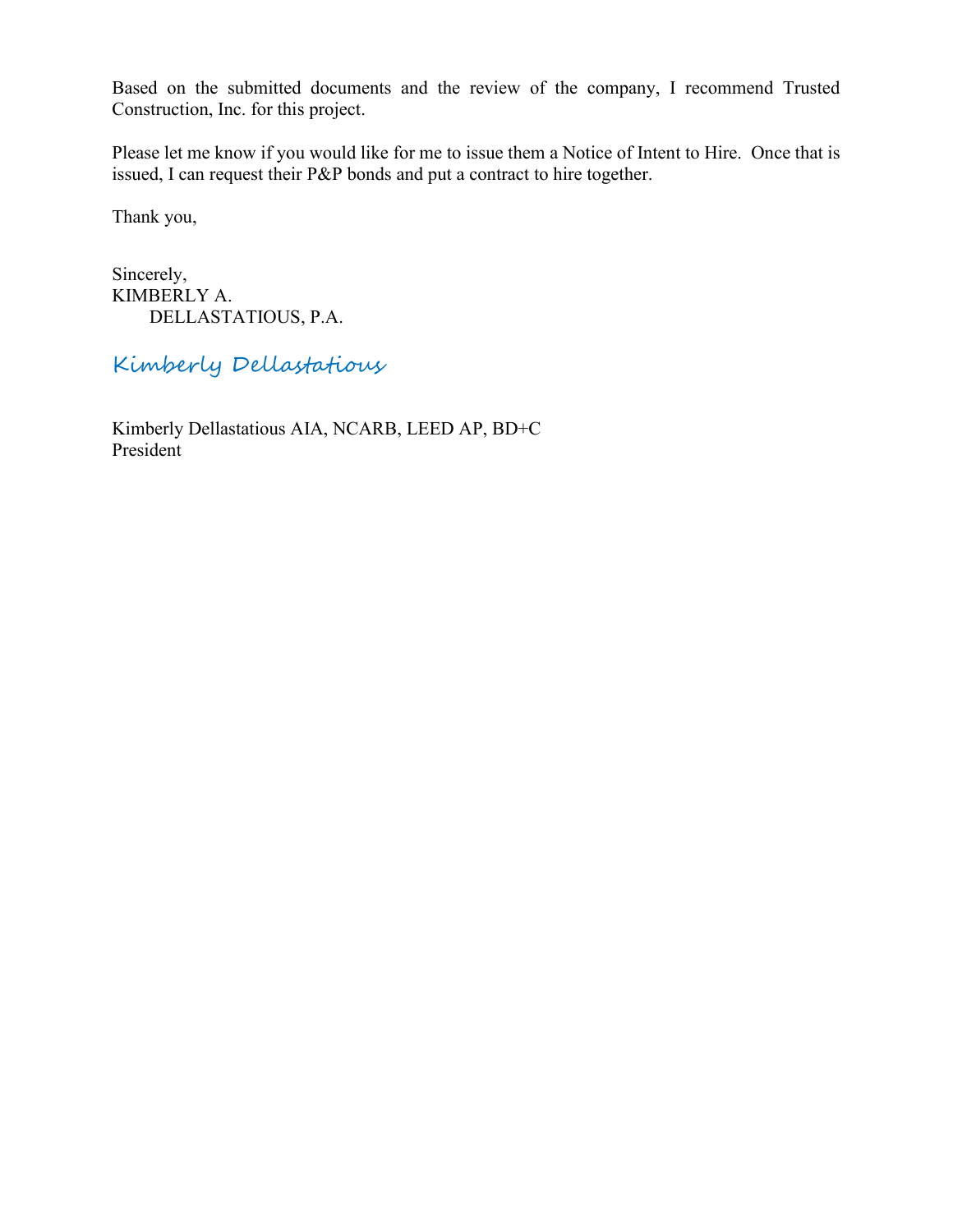Based on the submitted documents and the review of the company, I recommend Trusted Construction, Inc. for this project.

Please let me know if you would like for me to issue them a Notice of Intent to Hire. Once that is issued, I can request their P&P bonds and put a contract to hire together.

Thank you,

Sincerely,
KIMBERLY A.
DELLASTATIOUS, P.A.

Kimberly Dellastatious

Kimberly Dellastatious AIA, NCARB, LEED AP, BD+C
President